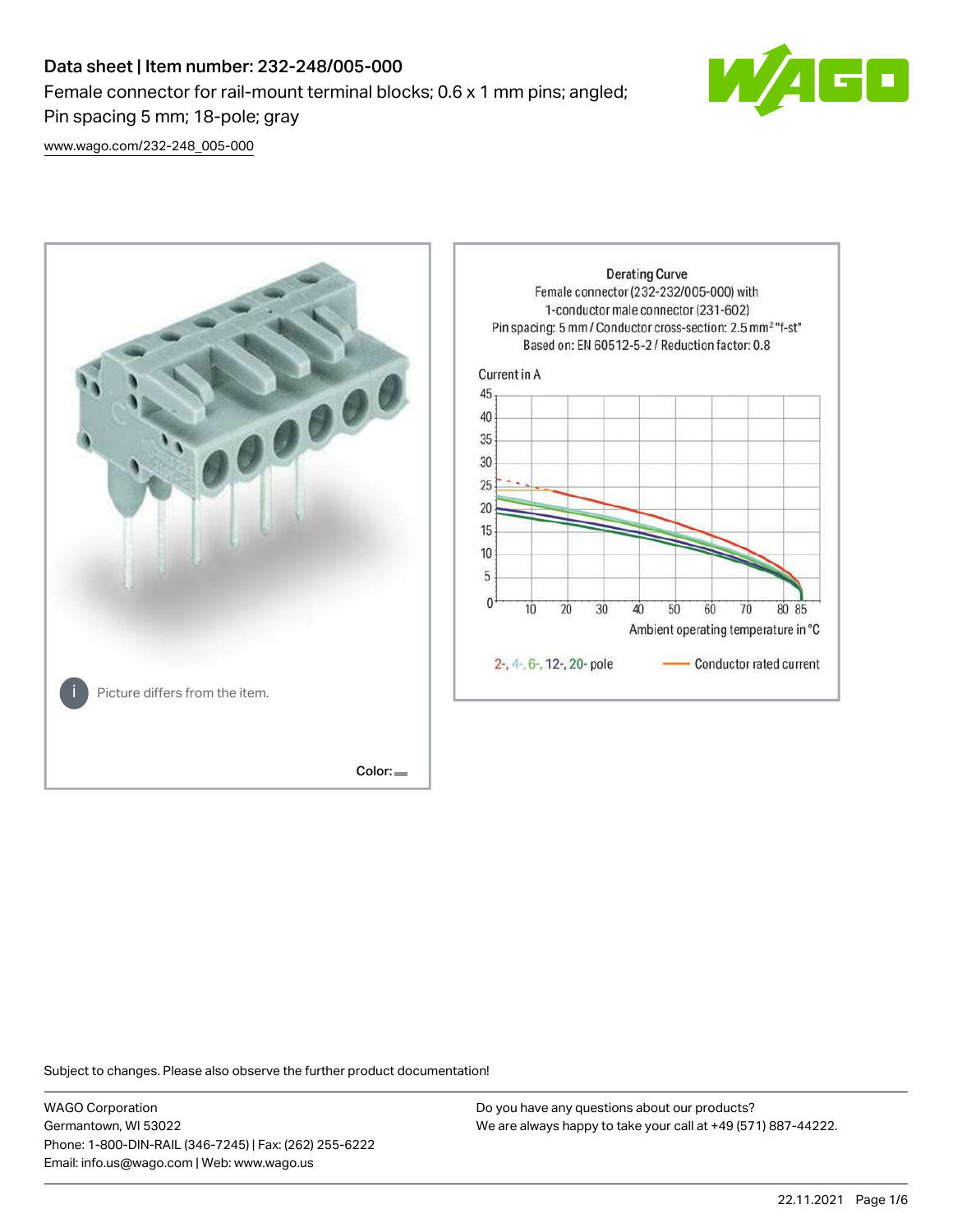# Data sheet | Item number: 232-248/005-000

Female connector for rail-mount terminal blocks; 0.6 x 1 mm pins; angled; Pin spacing 5 mm; 18-pole; gray

www.wago.com/232-248_005-000

Picture differs from the item.

Color:

Derating Curve
Female connector (232-232/005-000) with 1-conductor male connector (231-602)
Pin spacing: 5 mm / Conductor cross-section: 2.5 mm² "f-st"
Based on: EN 60512-5-2 / Reduction factor: 0.8

Current in A

Ambient operating temperature in °C

2-, 4-, 6-, 12-, 20- pole — Conductor rated current

Subject to changes. Please also observe the further product documentation!

WAGO Corporation
Germantown, WI 53022
Phone: 1-800-DIN-RAIL (346-7245) | Fax: (262) 255-6222
Email: info.us@wago.com | Web: www.wago.us

Do you have any questions about our products?
We are always happy to take your call at +49 (571) 887-44222.

22.11.2021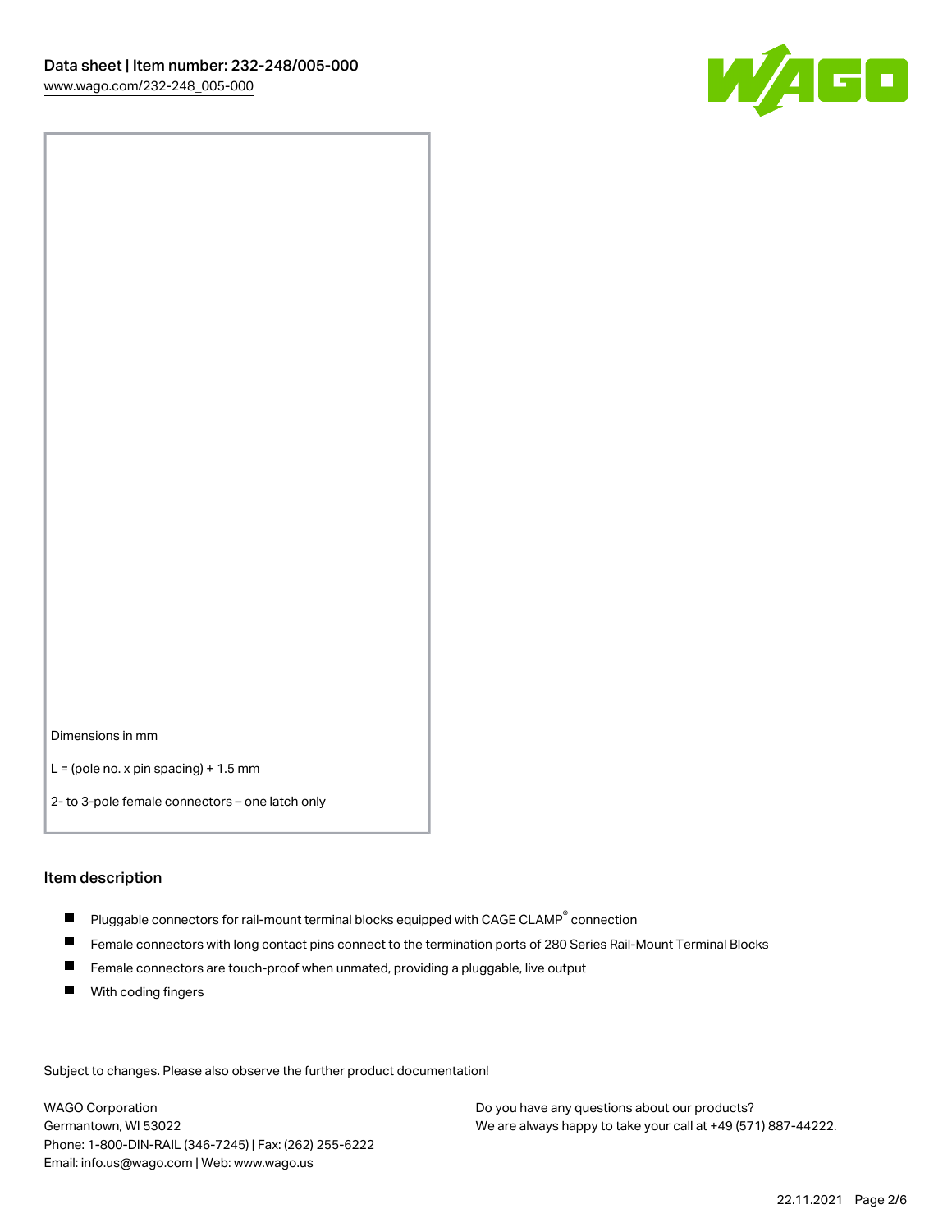Dimensions in mm

L = (pole no. x pin spacing) + 1.5 mm

2- to 3-pole female connectors – one latch only

## Item description

- Pluggable connectors for rail-mount terminal blocks equipped with CAGE CLAMP® connection
- Female connectors with long contact pins connect to the termination ports of 280 Series Rail-Mount Terminal Blocks
- Female connectors are touch-proof when unmated, providing a pluggable, live output
- With coding fingers

Subject to changes. Please also observe the further product documentation!

WAGO Corporation
Germantown, WI 53022
Phone: 1-800-DIN-RAIL (346-7245) | Fax: (262) 255-6222
Email: info.us@wago.com | Web: www.wago.us

Do you have any questions about our products?
We are always happy to take your call at +49 (571) 887-44222.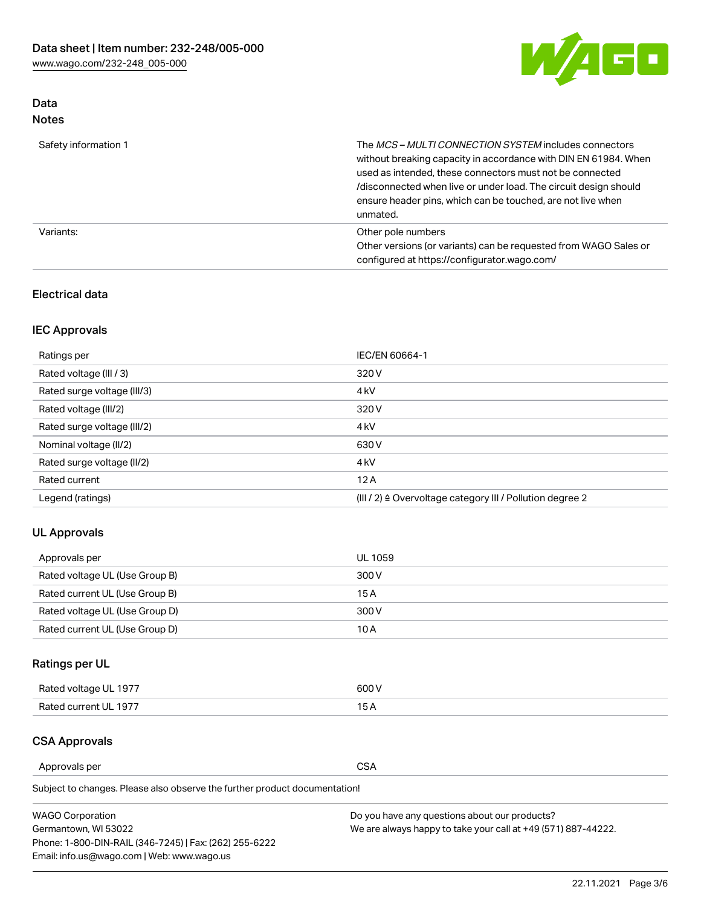## Data
### Notes

| | |
|---|---|
| Safety information 1 | The *MCS – MULTI CONNECTION SYSTEM* includes connectors without breaking capacity in accordance with DIN EN 61984. When used as intended, these connectors must not be connected /disconnected when live or under load. The circuit design should ensure header pins, which can be touched, are not live when unmated. |
| Variants: | Other pole numbers<br>Other versions (or variants) can be requested from WAGO Sales or configured at https://configurator.wago.com/ |

### Electrical data

### IEC Approvals

| | |
|---|---|
| Ratings per | IEC/EN 60664-1 |
| Rated voltage (III / 3) | 320 V |
| Rated surge voltage (III/3) | 4 kV |
| Rated voltage (III/2) | 320 V |
| Rated surge voltage (III/2) | 4 kV |
| Nominal voltage (II/2) | 630 V |
| Rated surge voltage (II/2) | 4 kV |
| Rated current | 12 A |
| Legend (ratings) | (III / 2) ≙ Overvoltage category III / Pollution degree 2 |

### UL Approvals

| | |
|---|---|
| Approvals per | UL 1059 |
| Rated voltage UL (Use Group B) | 300 V |
| Rated current UL (Use Group B) | 15 A |
| Rated voltage UL (Use Group D) | 300 V |
| Rated current UL (Use Group D) | 10 A |

### Ratings per UL

| | |
|---|---|
| Rated voltage UL 1977 | 600 V |
| Rated current UL 1977 | 15 A |

### CSA Approvals

| | |
|---|---|
| Approvals per | CSA |

Subject to changes. Please also observe the further product documentation!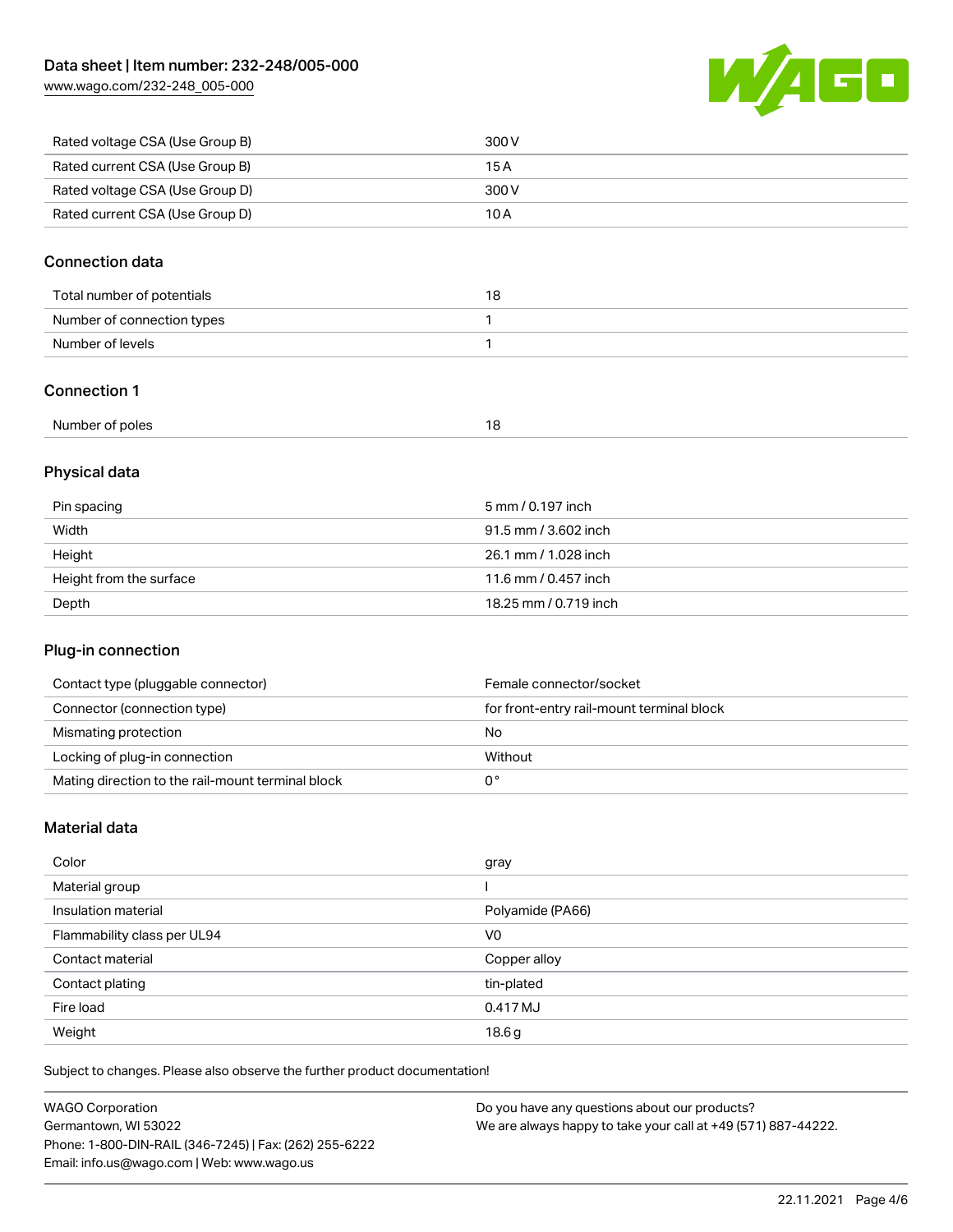| | |
|---|---|
| Rated voltage CSA (Use Group B) | 300 V |
| Rated current CSA (Use Group B) | 15 A |
| Rated voltage CSA (Use Group D) | 300 V |
| Rated current CSA (Use Group D) | 10 A |

## Connection data

| | |
|---|---|
| Total number of potentials | 18 |
| Number of connection types | 1 |
| Number of levels | 1 |

## Connection 1

| | |
|---|---|
| Number of poles | 18 |

## Physical data

| | |
|---|---|
| Pin spacing | 5 mm / 0.197 inch |
| Width | 91.5 mm / 3.602 inch |
| Height | 26.1 mm / 1.028 inch |
| Height from the surface | 11.6 mm / 0.457 inch |
| Depth | 18.25 mm / 0.719 inch |

## Plug-in connection

| | |
|---|---|
| Contact type (pluggable connector) | Female connector/socket |
| Connector (connection type) | for front-entry rail-mount terminal block |
| Mismating protection | No |
| Locking of plug-in connection | Without |
| Mating direction to the rail-mount terminal block | 0 ° |

## Material data

| | |
|---|---|
| Color | gray |
| Material group | I |
| Insulation material | Polyamide (PA66) |
| Flammability class per UL94 | V0 |
| Contact material | Copper alloy |
| Contact plating | tin-plated |
| Fire load | 0.417 MJ |
| Weight | 18.6 g |

Subject to changes. Please also observe the further product documentation!

WAGO Corporation
Germantown, WI 53022
Phone: 1-800-DIN-RAIL (346-7245) | Fax: (262) 255-6222
Email: info.us@wago.com | Web: www.wago.us

Do you have any questions about our products?
We are always happy to take your call at +49 (571) 887-44222.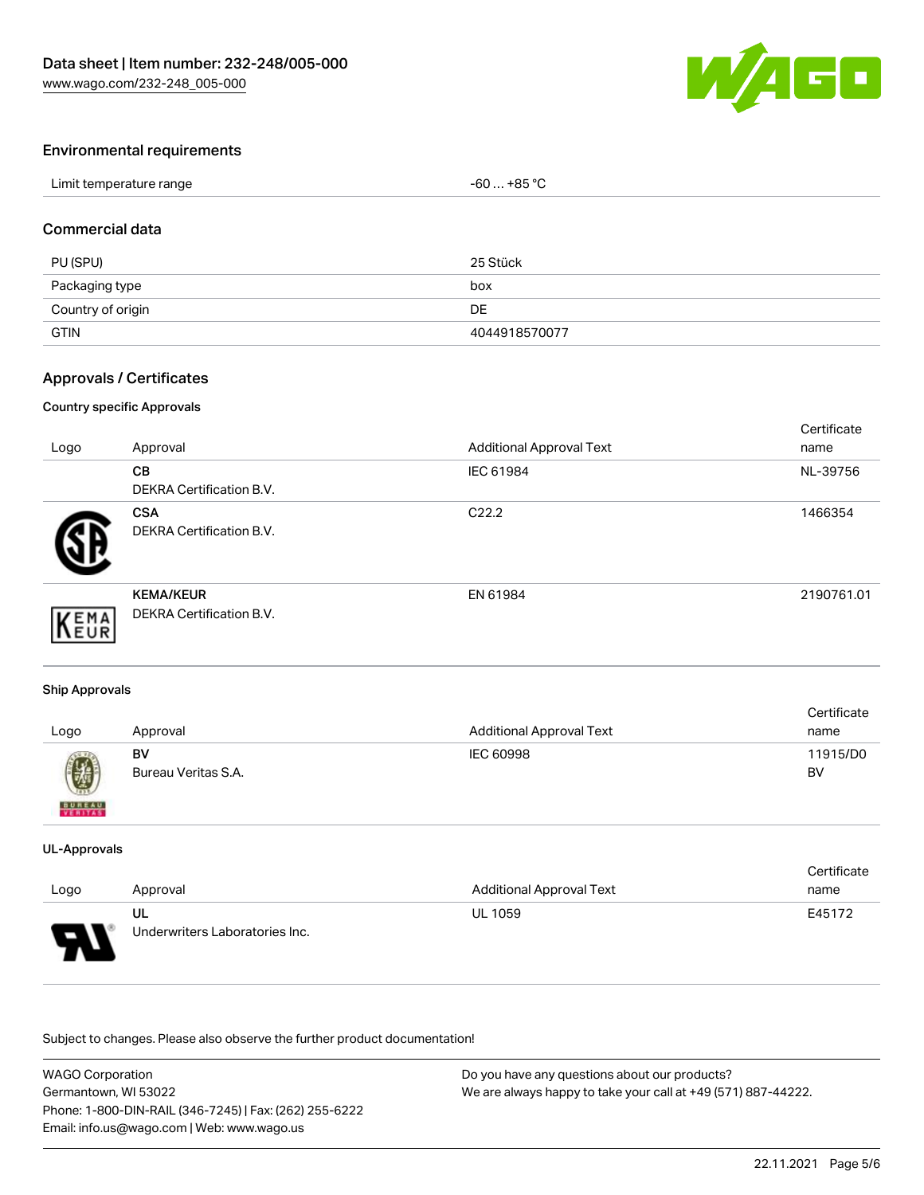## Environmental requirements

| Limit temperature range | -60 … +85 °C |
| --- | --- |

## Commercial data

| PU (SPU) | 25 Stück |
| --- | --- |
| Packaging type | box |
| Country of origin | DE |
| GTIN | 4044918570077 |

## Approvals / Certificates

### Country specific Approvals

| Logo | Approval | Additional Approval Text | Certificate name |
| --- | --- | --- | --- |
| | **CB** DEKRA Certification B.V. | IEC 61984 | NL-39756 |
| | **CSA** DEKRA Certification B.V. | C22.2 | 1466354 |
| | **KEMA/KEUR** DEKRA Certification B.V. | EN 61984 | 2190761.01 |

### Ship Approvals

| Logo | Approval | Additional Approval Text | Certificate name |
| --- | --- | --- | --- |
| | **BV** Bureau Veritas S.A. | IEC 60998 | 11915/D0 BV |

### UL-Approvals

| Logo | Approval | Additional Approval Text | Certificate name |
| --- | --- | --- | --- |
| | **UL** Underwriters Laboratories Inc. | UL 1059 | E45172 |

Subject to changes. Please also observe the further product documentation!

WAGO Corporation
Germantown, WI 53022
Phone: 1-800-DIN-RAIL (346-7245) | Fax: (262) 255-6222
Email: info.us@wago.com | Web: www.wago.us

Do you have any questions about our products?
We are always happy to take your call at +49 (571) 887-44222.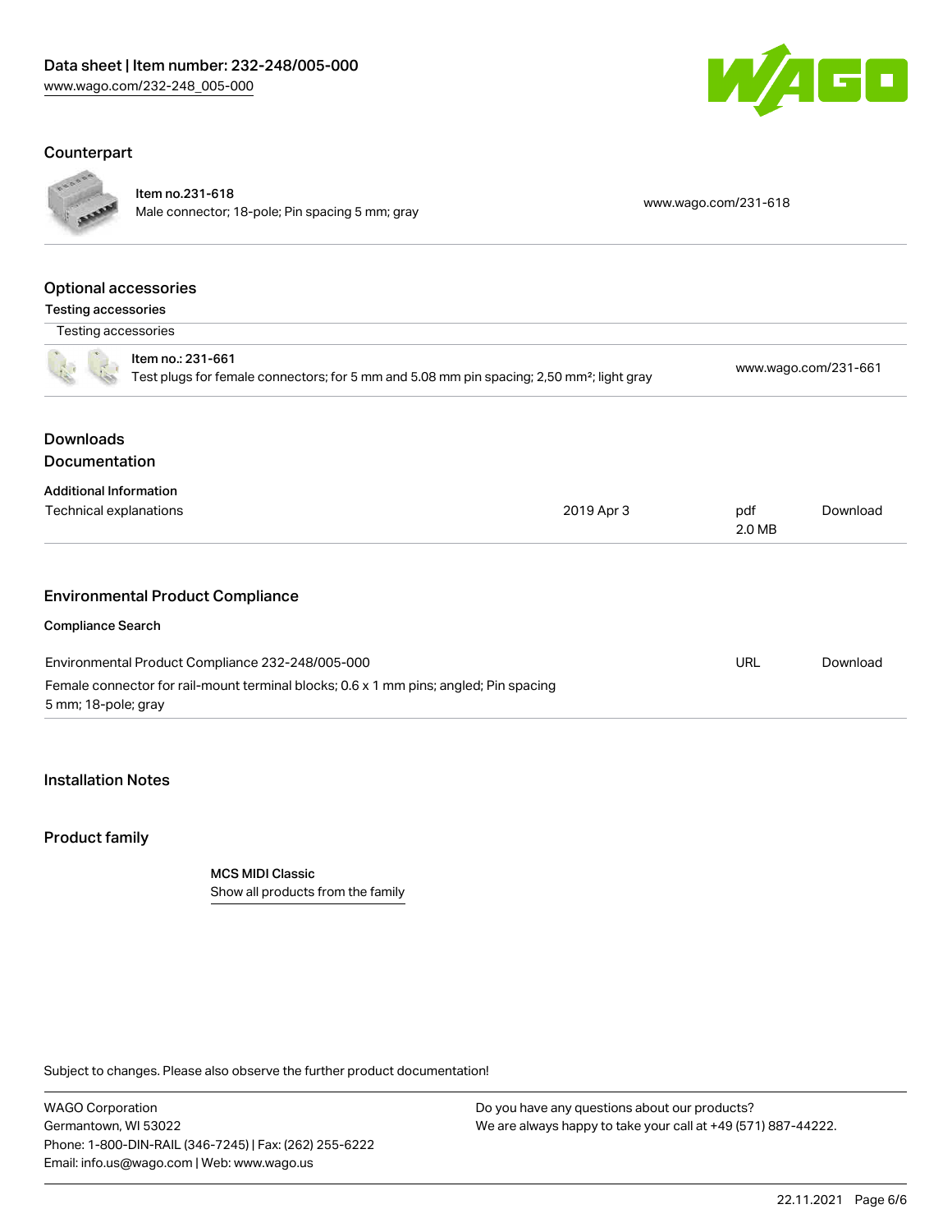## Counterpart

| | |
|---|---|
| Item no.231-618<br>Male connector; 18-pole; Pin spacing 5 mm; gray | www.wago.com/231-618 |

## Optional accessories

### Testing accessories

| Testing accessories | |
|---|---|
| Item no.: 231-661<br>Test plugs for female connectors; for 5 mm and 5.08 mm pin spacing; 2,50 mm²; light gray | www.wago.com/231-661 |

## Downloads

### Documentation

| Additional Information | | | |
|---|---|---|---|
| Technical explanations | 2019 Apr 3 | pdf<br>2.0 MB | Download |

## Environmental Product Compliance

### Compliance Search

| | | |
|---|---|---|
| Environmental Product Compliance 232-248/005-000<br>Female connector for rail-mount terminal blocks; 0.6 x 1 mm pins; angled; Pin spacing 5 mm; 18-pole; gray | URL | Download |

## Installation Notes

## Product family

MCS MIDI Classic
Show all products from the family

Subject to changes. Please also observe the further product documentation!

WAGO Corporation
Germantown, WI 53022
Phone: 1-800-DIN-RAIL (346-7245) | Fax: (262) 255-6222
Email: info.us@wago.com | Web: www.wago.us

Do you have any questions about our products?
We are always happy to take your call at +49 (571) 887-44222.